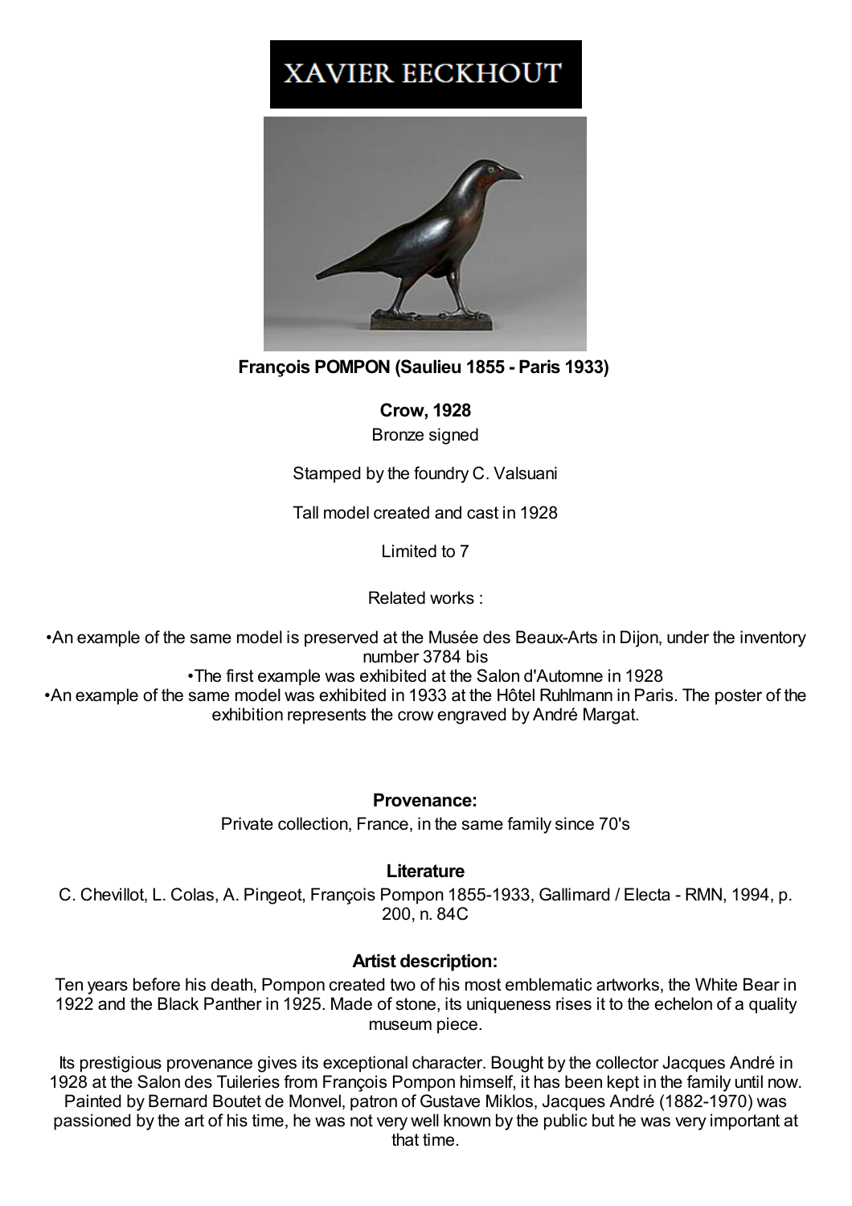# XAVIER EECKHOUT

**François POMPON (Saulieu 1855 - Paris 1933)**

**Crow, 1928**

Bronze signed

Stamped by the foundry C. Valsuani

Tall model created and cast in 1928

Limited to 7

Related works :

- An example of the same model is preserved at the Musée des Beaux-Arts in Dijon, under the inventory number 3784 bis
- The first example was exhibited at the Salon d'Automne in 1928
- An example of the same model was exhibited in 1933 at the Hôtel Ruhlmann in Paris. The poster of the exhibition represents the crow engraved by André Margat.

**Provenance:**

Private collection, France, in the same family since 70's

**Literature**

C. Chevillot, L. Colas, A. Pingeot, François Pompon 1855-1933, Gallimard / Electa - RMN, 1994, p. 200, n. 84C

**Artist description:**

Ten years before his death, Pompon created two of his most emblematic artworks, the White Bear in 1922 and the Black Panther in 1925. Made of stone, its uniqueness rises it to the echelon of a quality museum piece.

Its prestigious provenance gives its exceptional character. Bought by the collector Jacques André in 1928 at the Salon des Tuileries from François Pompon himself, it has been kept in the family until now. Painted by Bernard Boutet de Monvel, patron of Gustave Miklos, Jacques André (1882-1970) was passioned by the art of his time, he was not very well known by the public but he was very important at that time.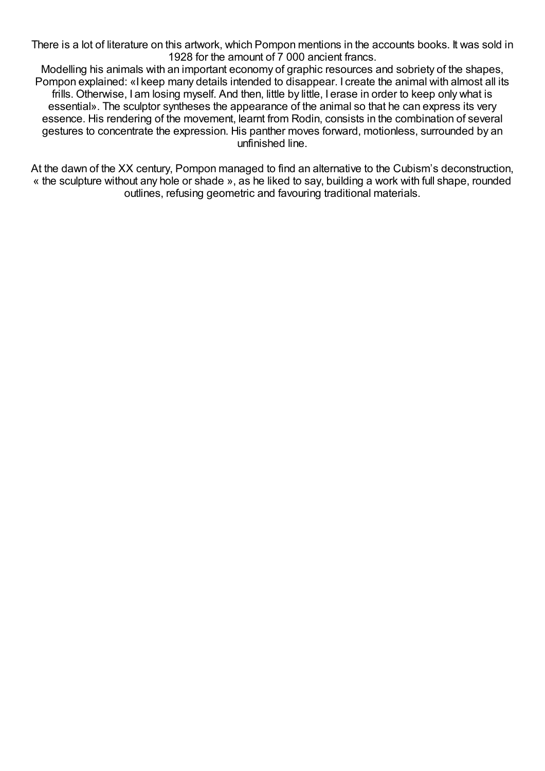There is a lot of literature on this artwork, which Pompon mentions in the accounts books. It was sold in 1928 for the amount of 7 000 ancient francs.
Modelling his animals with an important economy of graphic resources and sobriety of the shapes, Pompon explained: «I keep many details intended to disappear. I create the animal with almost all its frills. Otherwise, I am losing myself. And then, little by little, I erase in order to keep only what is essential». The sculptor syntheses the appearance of the animal so that he can express its very essence. His rendering of the movement, learnt from Rodin, consists in the combination of several gestures to concentrate the expression. His panther moves forward, motionless, surrounded by an unfinished line.

At the dawn of the XX century, Pompon managed to find an alternative to the Cubism's deconstruction, « the sculpture without any hole or shade », as he liked to say, building a work with full shape, rounded outlines, refusing geometric and favouring traditional materials.